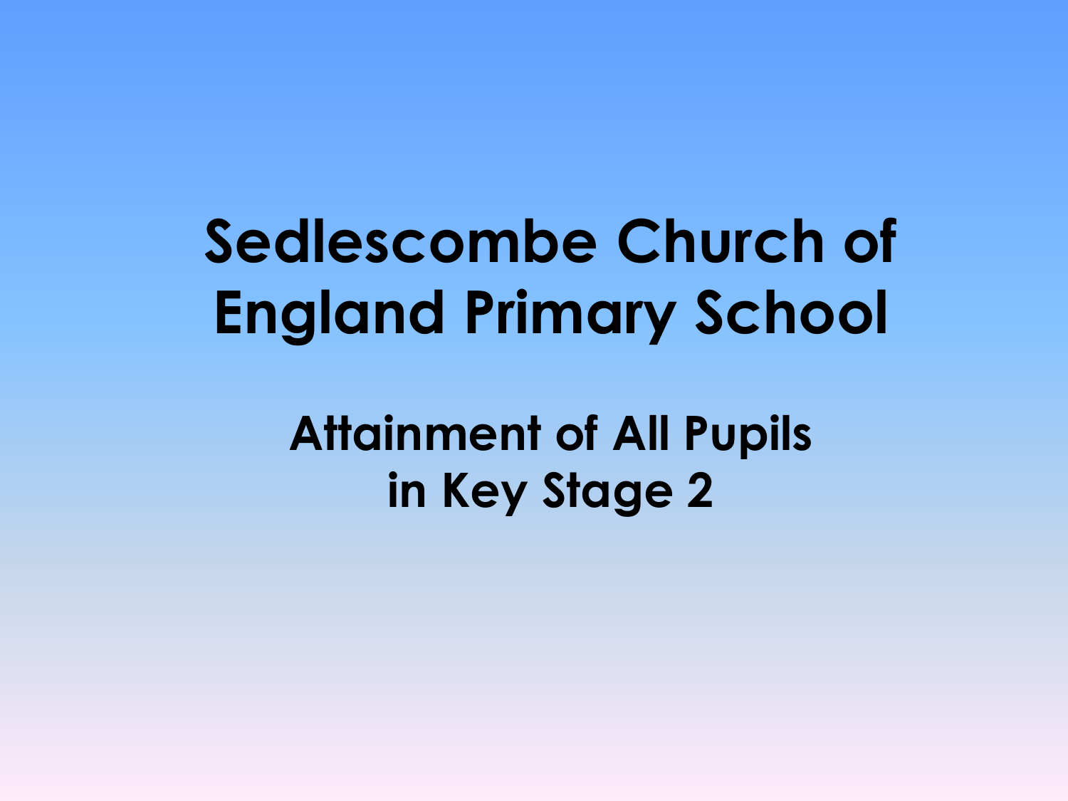# Sedlescombe Church of England Primary School

## Attainment of All Pupils in Key Stage 2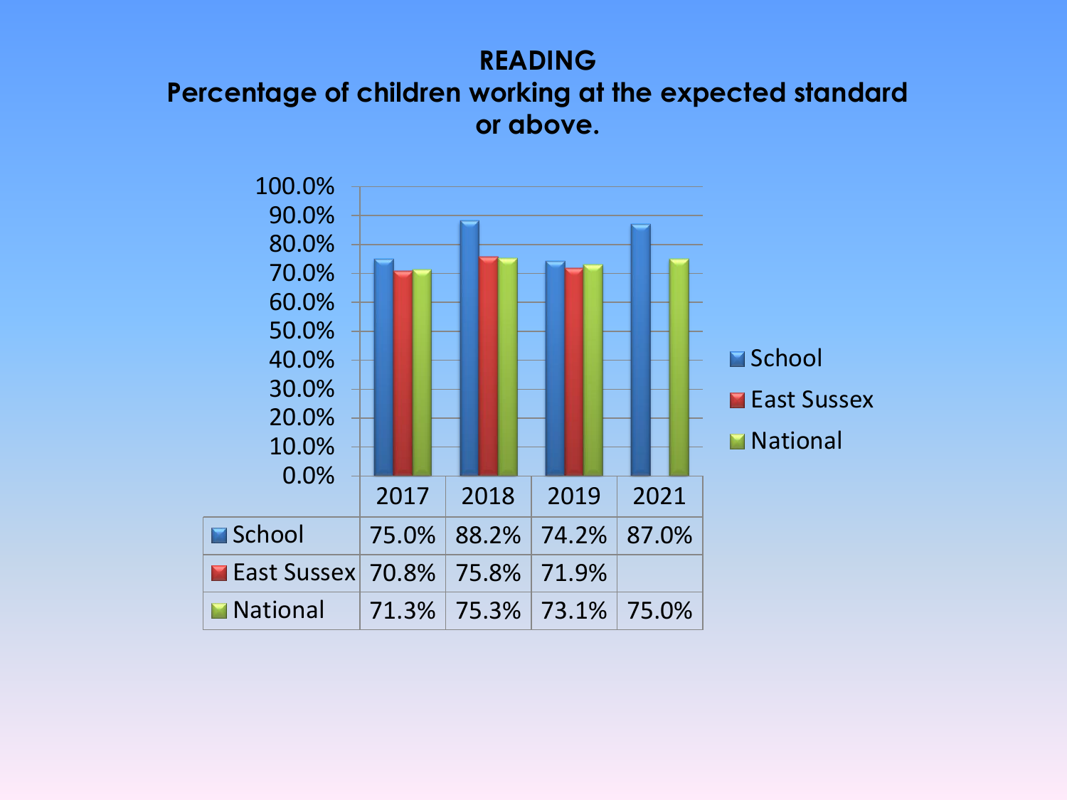# READING

## Percentage of children working at the expected standard or above.

| | 2017 | 2018 | 2019 | 2021 |
|---|---|---|---|---|
| School | 75.0% | 88.2% | 74.2% | 87.0% |
| East Sussex | 70.8% | 75.8% | 71.9% | |
| National | 71.3% | 75.3% | 73.1% | 75.0% |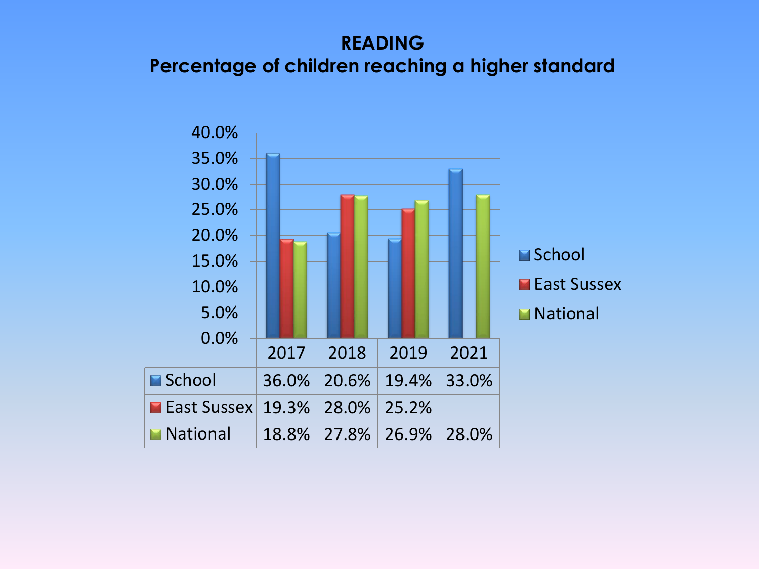# READING
## Percentage of children reaching a higher standard

| | 2017 | 2018 | 2019 | 2021 |
|---|---|---|---|---|
| School | 36.0% | 20.6% | 19.4% | 33.0% |
| East Sussex | 19.3% | 28.0% | 25.2% | |
| National | 18.8% | 27.8% | 26.9% | 28.0% |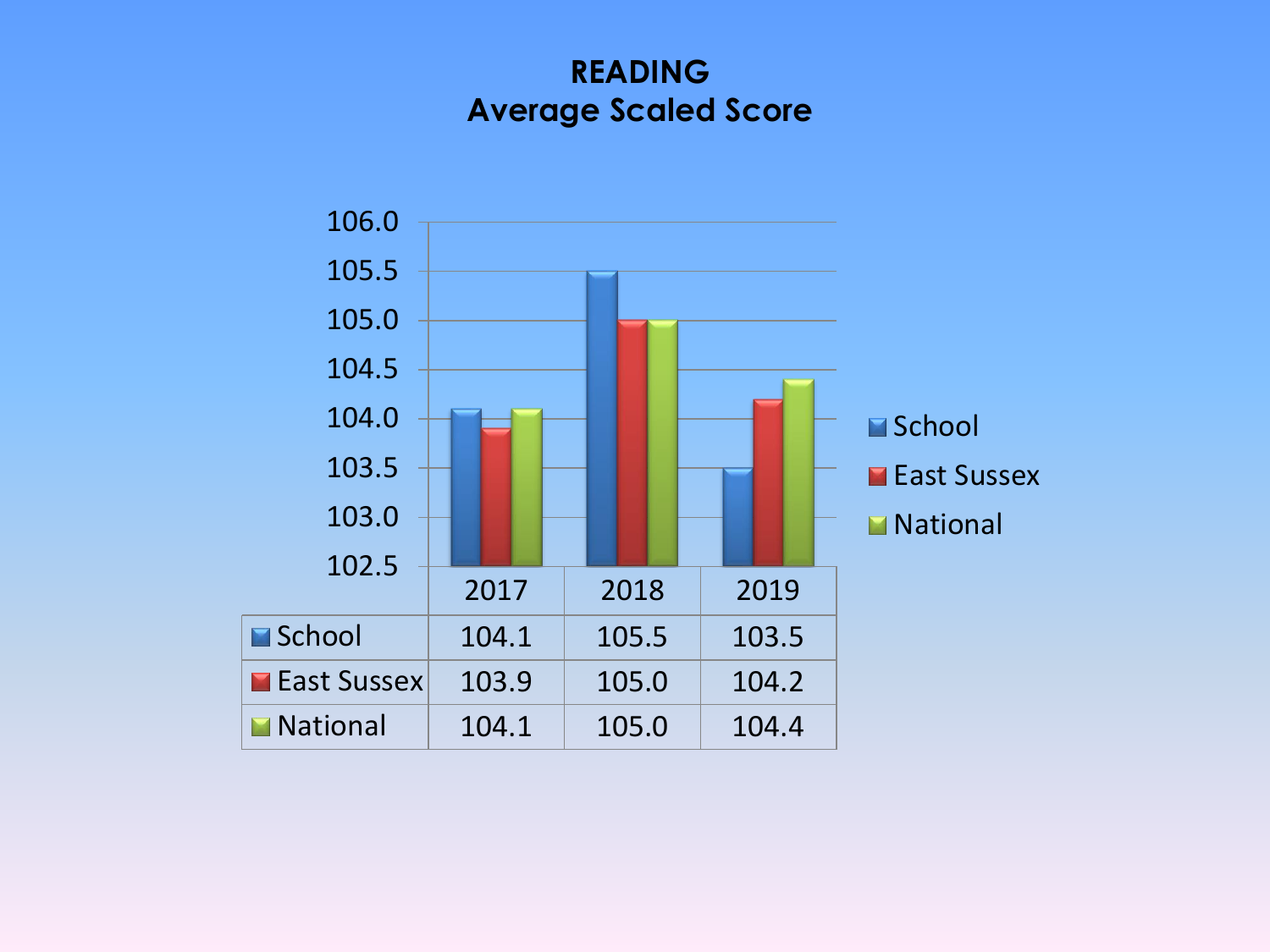# READING
## Average Scaled Score

| | 2017 | 2018 | 2019 |
|---|---|---|---|
| School | 104.1 | 105.5 | 103.5 |
| East Sussex | 103.9 | 105.0 | 104.2 |
| National | 104.1 | 105.0 | 104.4 |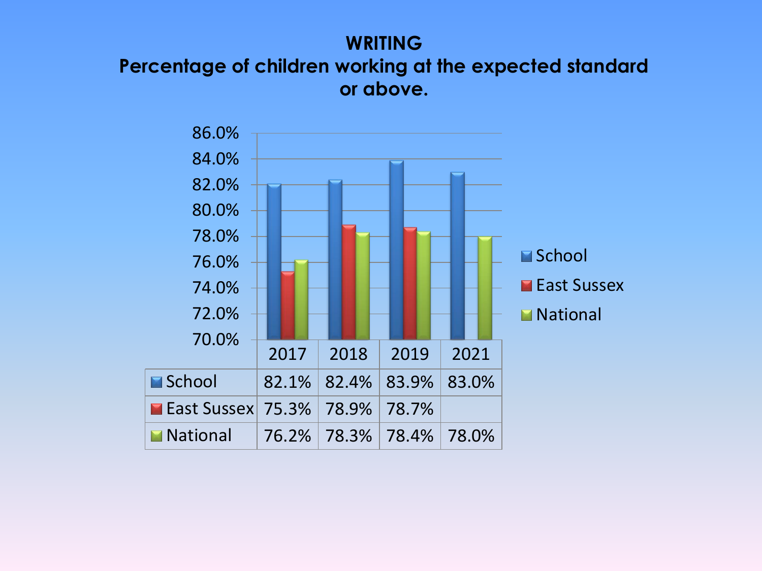# WRITING

## Percentage of children working at the expected standard or above.

| | 2017 | 2018 | 2019 | 2021 |
|---|---|---|---|---|
| School | 82.1% | 82.4% | 83.9% | 83.0% |
| East Sussex | 75.3% | 78.9% | 78.7% | |
| National | 76.2% | 78.3% | 78.4% | 78.0% |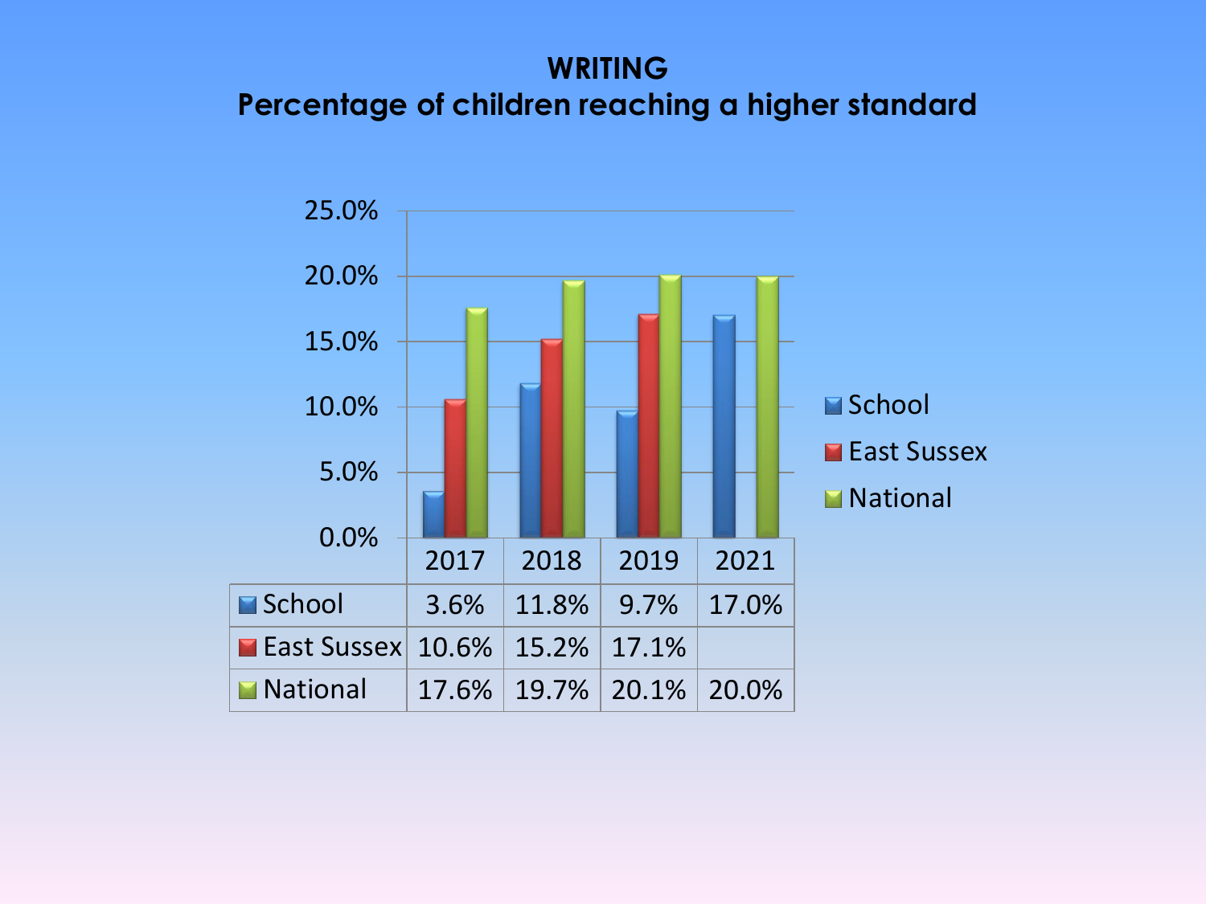# WRITING
## Percentage of children reaching a higher standard

| | 2017 | 2018 | 2019 | 2021 |
|---|---|---|---|---|
| School | 3.6% | 11.8% | 9.7% | 17.0% |
| East Sussex | 10.6% | 15.2% | 17.1% | |
| National | 17.6% | 19.7% | 20.1% | 20.0% |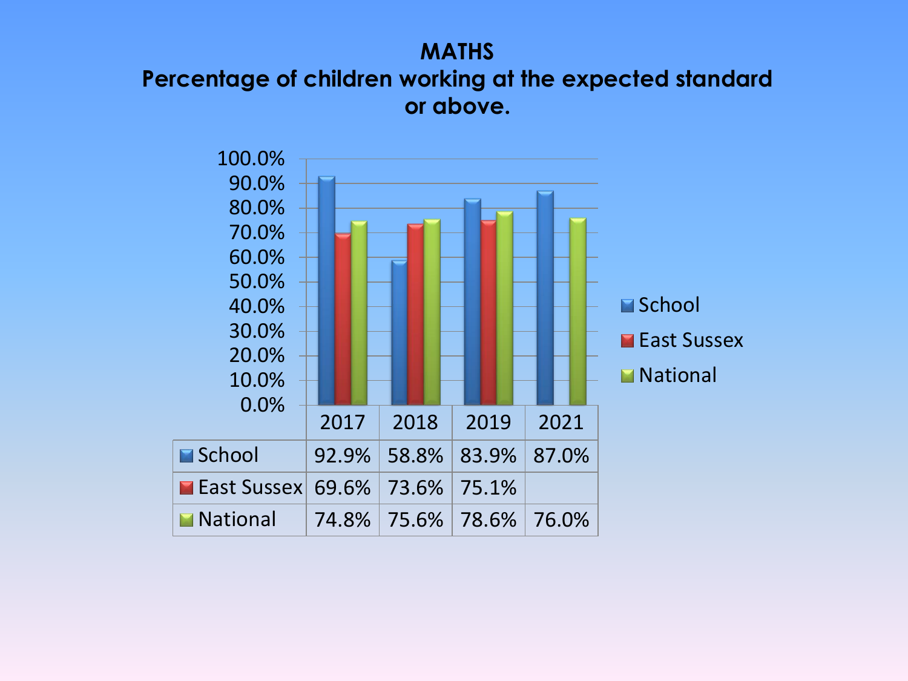# MATHS

## Percentage of children working at the expected standard or above.

| | 2017 | 2018 | 2019 | 2021 |
|---|---|---|---|---|
| School | 92.9% | 58.8% | 83.9% | 87.0% |
| East Sussex | 69.6% | 73.6% | 75.1% | |
| National | 74.8% | 75.6% | 78.6% | 76.0% |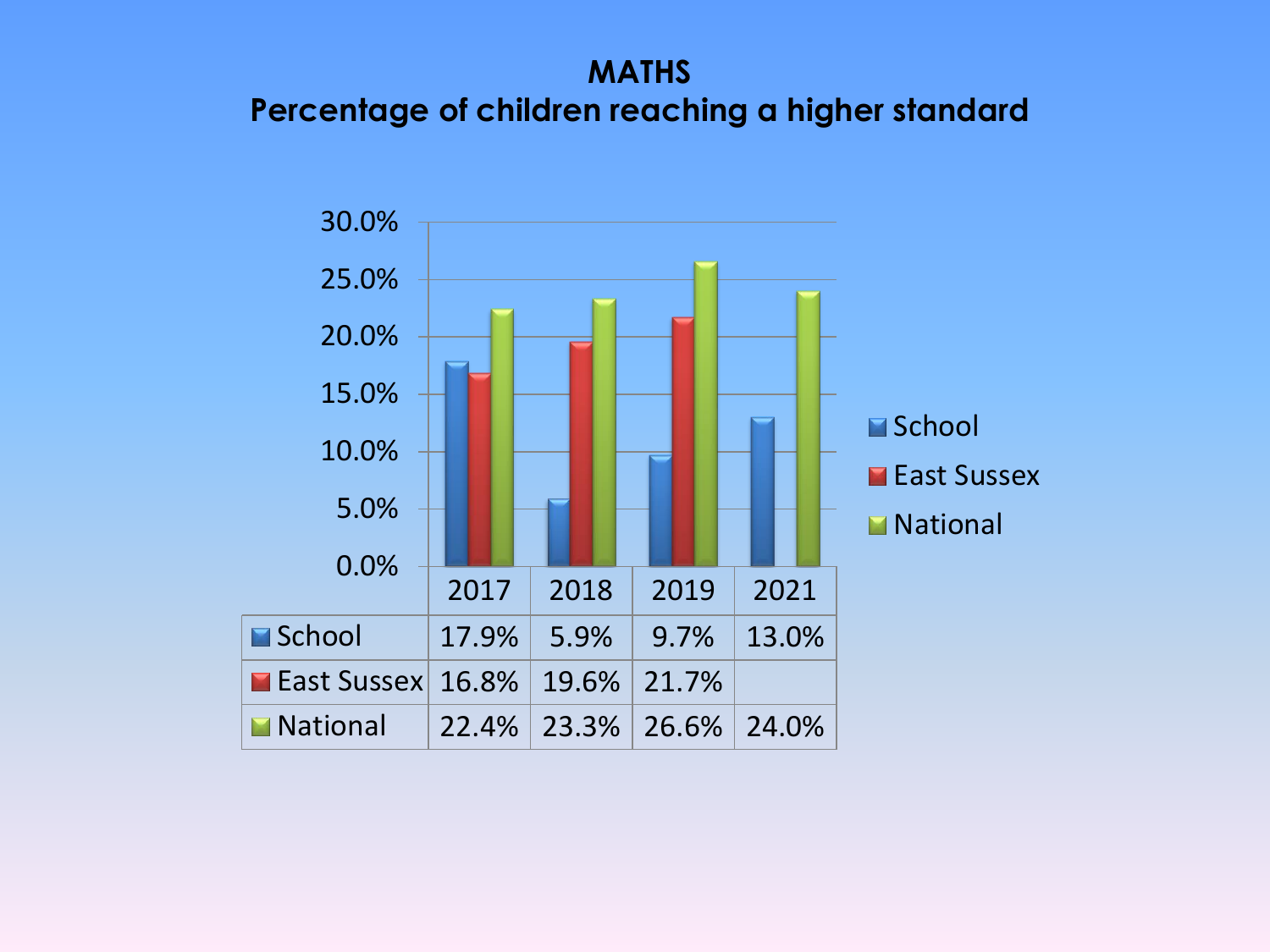# MATHS

## Percentage of children reaching a higher standard

| | 2017 | 2018 | 2019 | 2021 |
|---|---|---|---|---|
| School | 17.9% | 5.9% | 9.7% | 13.0% |
| East Sussex | 16.8% | 19.6% | 21.7% | |
| National | 22.4% | 23.3% | 26.6% | 24.0% |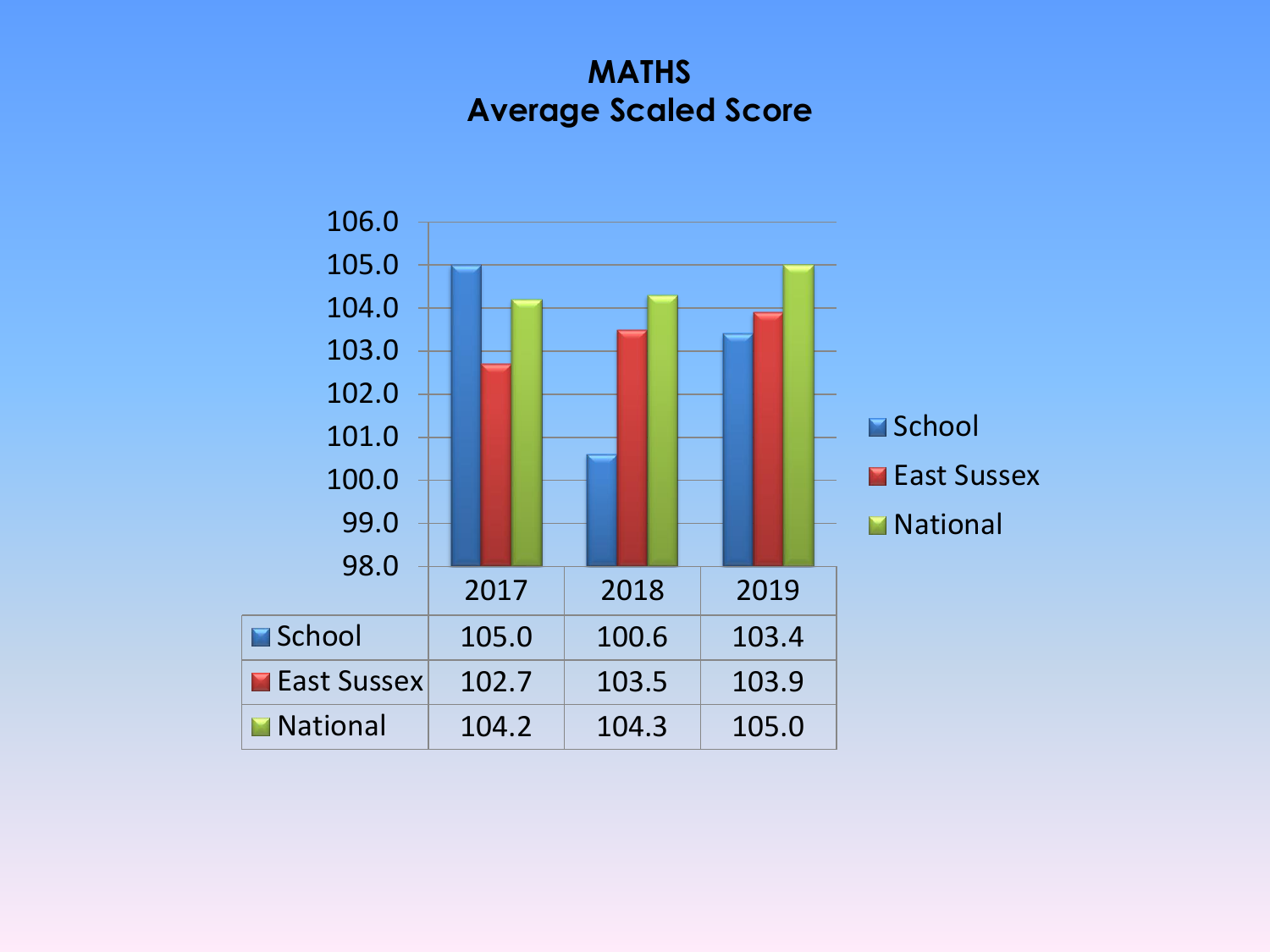# MATHS
## Average Scaled Score

| | 2017 | 2018 | 2019 |
|---|---|---|---|
| School | 105.0 | 100.6 | 103.4 |
| East Sussex | 102.7 | 103.5 | 103.9 |
| National | 104.2 | 104.3 | 105.0 |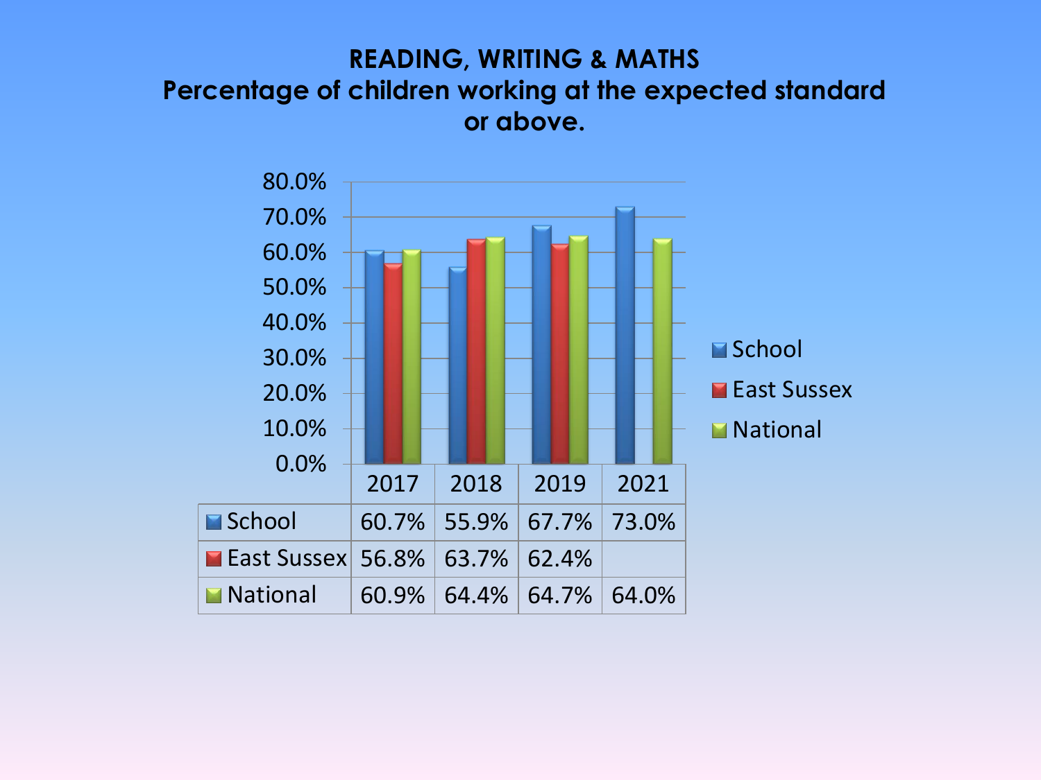## READING, WRITING & MATHS

## Percentage of children working at the expected standard or above.

| | 2017 | 2018 | 2019 | 2021 |
|---|---|---|---|---|
| School | 60.7% | 55.9% | 67.7% | 73.0% |
| East Sussex | 56.8% | 63.7% | 62.4% | |
| National | 60.9% | 64.4% | 64.7% | 64.0% |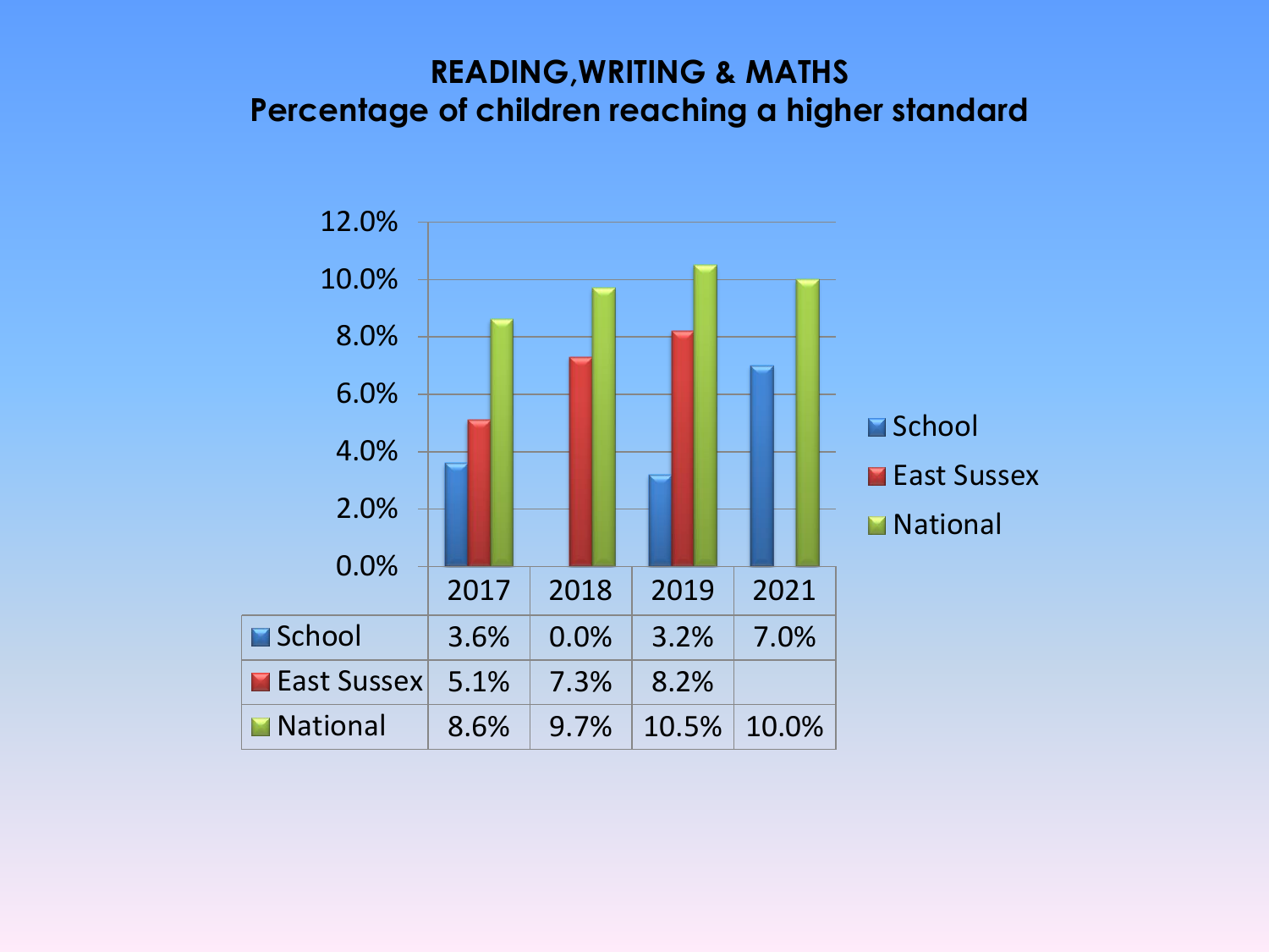# READING,WRITING & MATHS
## Percentage of children reaching a higher standard

| | 2017 | 2018 | 2019 | 2021 |
|---|---|---|---|---|
| School | 3.6% | 0.0% | 3.2% | 7.0% |
| East Sussex | 5.1% | 7.3% | 8.2% | |
| National | 8.6% | 9.7% | 10.5% | 10.0% |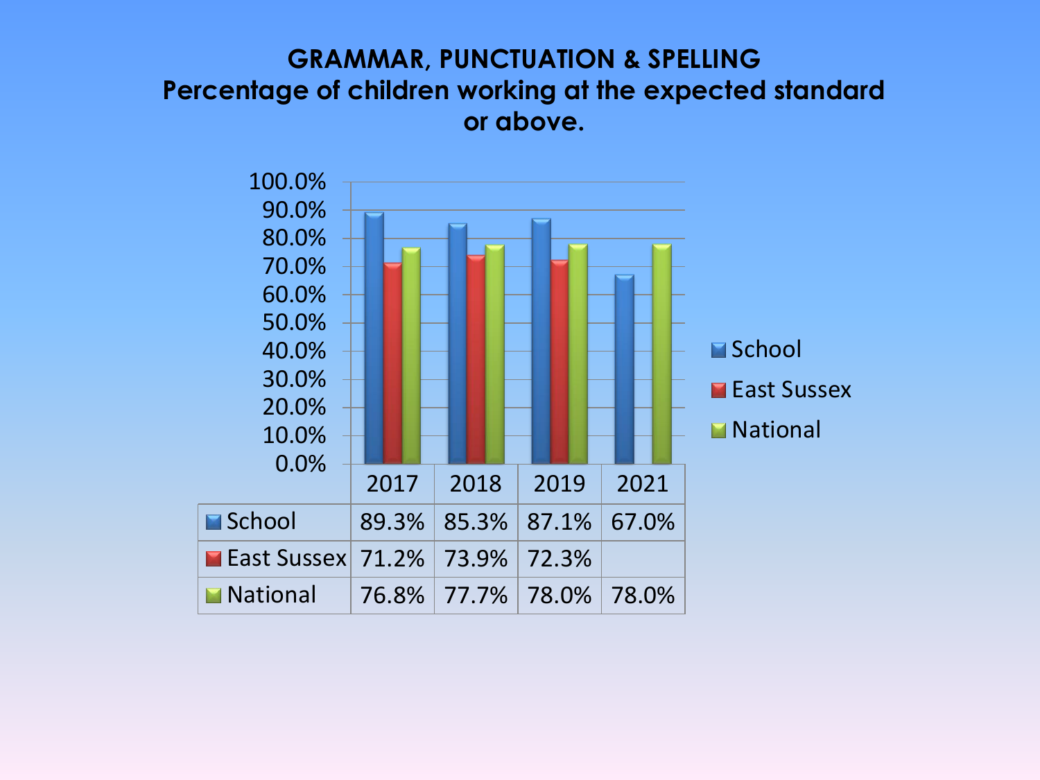**GRAMMAR, PUNCTUATION & SPELLING**
**Percentage of children working at the expected standard or above.**

100.0%
90.0%
80.0%
70.0%
60.0%
50.0%
40.0%
30.0%
20.0%
10.0%
0.0%

School
East Sussex
National

| | 2017 | 2018 | 2019 | 2021 |
|---|---|---|---|---|
| School | 89.3% | 85.3% | 87.1% | 67.0% |
| East Sussex | 71.2% | 73.9% | 72.3% | |
| National | 76.8% | 77.7% | 78.0% | 78.0% |